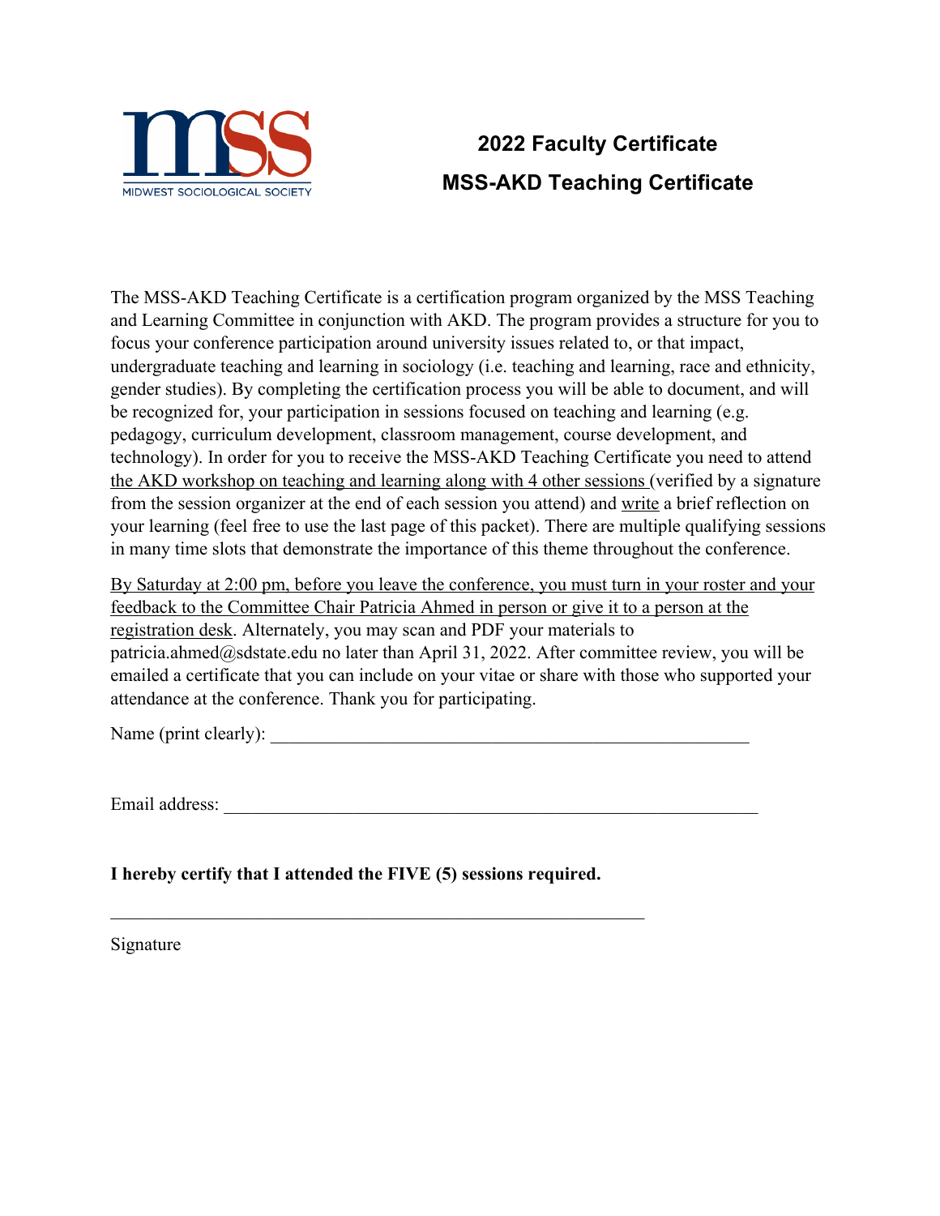MIDWEST SOCIOLOGICAL SOCIETY

# 2022 Faculty Certificate

# MSS-AKD Teaching Certificate

The MSS-AKD Teaching Certificate is a certification program organized by the MSS Teaching and Learning Committee in conjunction with AKD. The program provides a structure for you to focus your conference participation around university issues related to, or that impact, undergraduate teaching and learning in sociology (i.e. teaching and learning, race and ethnicity, gender studies). By completing the certification process you will be able to document, and will be recognized for, your participation in sessions focused on teaching and learning (e.g. pedagogy, curriculum development, classroom management, course development, and technology). In order for you to receive the MSS-AKD Teaching Certificate you need to attend <u>the AKD workshop on teaching and learning along with 4 other sessions</u> (verified by a signature from the session organizer at the end of each session you attend) and <u>write</u> a brief reflection on your learning (feel free to use the last page of this packet). There are multiple qualifying sessions in many time slots that demonstrate the importance of this theme throughout the conference.

<u>By Saturday at 2:00 pm, before you leave the conference, you must turn in your roster and your feedback to the Committee Chair Patricia Ahmed in person or give it to a person at the registration desk</u>. Alternately, you may scan and PDF your materials to patricia.ahmed@sdstate.edu no later than April 31, 2022. After committee review, you will be emailed a certificate that you can include on your vitae or share with those who supported your attendance at the conference. Thank you for participating.

Name (print clearly): ______________________________________________________

Email address: ____________________________________________________________

**I hereby certify that I attended the FIVE (5) sessions required.**

____________________________________________________________

Signature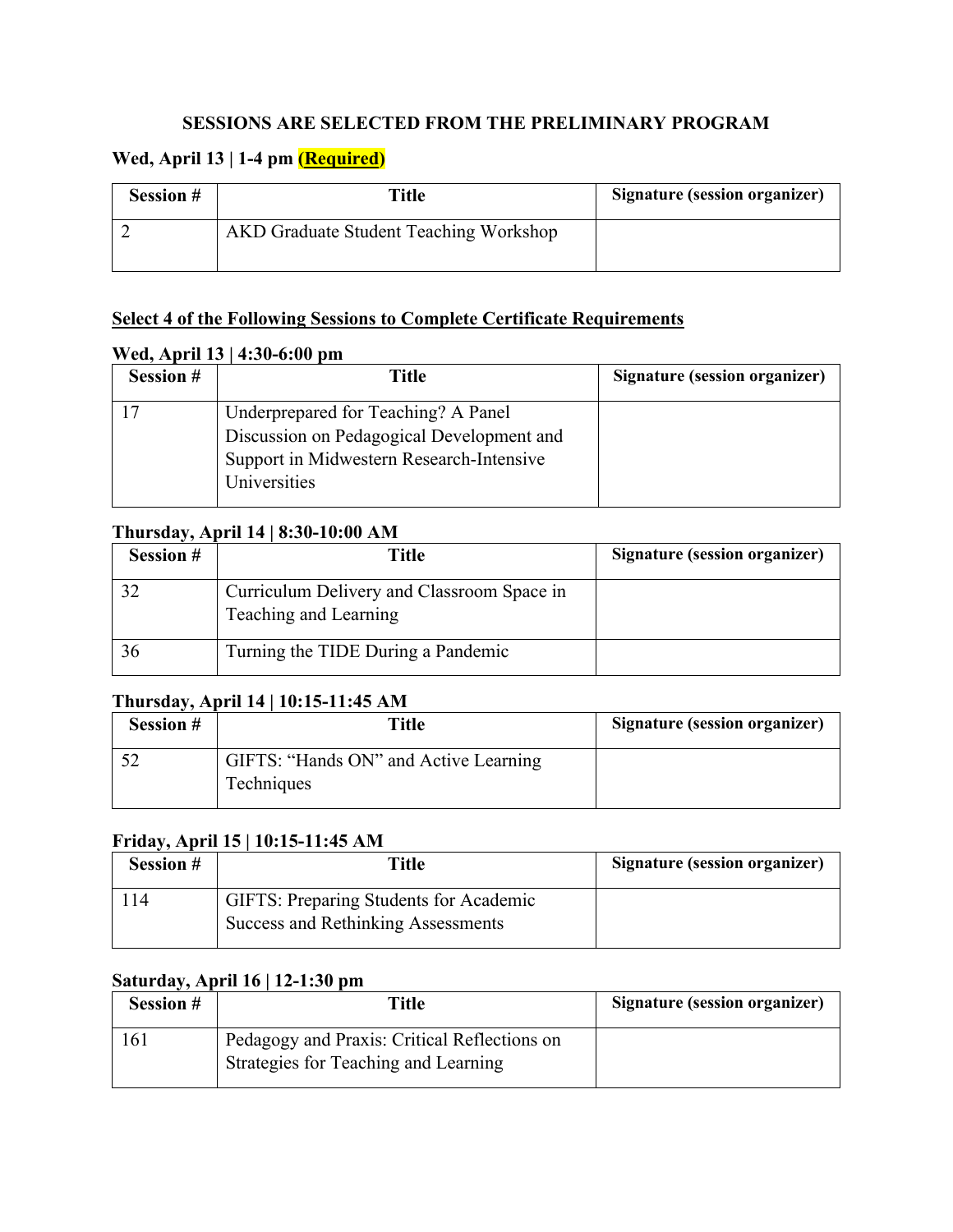### SESSIONS ARE SELECTED FROM THE PRELIMINARY PROGRAM

**Wed, April 13 | 1-4 pm (Required)**

| Session # | Title | Signature (session organizer) |
|---|---|---|
| 2 | AKD Graduate Student Teaching Workshop | |

**Select 4 of the Following Sessions to Complete Certificate Requirements**

**Wed, April 13 | 4:30-6:00 pm**

| Session # | Title | Signature (session organizer) |
|---|---|---|
| 17 | Underprepared for Teaching? A Panel Discussion on Pedagogical Development and Support in Midwestern Research-Intensive Universities | |

**Thursday, April 14 | 8:30-10:00 AM**

| Session # | Title | Signature (session organizer) |
|---|---|---|
| 32 | Curriculum Delivery and Classroom Space in Teaching and Learning | |
| 36 | Turning the TIDE During a Pandemic | |

**Thursday, April 14 | 10:15-11:45 AM**

| Session # | Title | Signature (session organizer) |
|---|---|---|
| 52 | GIFTS: "Hands ON" and Active Learning Techniques | |

**Friday, April 15 | 10:15-11:45 AM**

| Session # | Title | Signature (session organizer) |
|---|---|---|
| 114 | GIFTS: Preparing Students for Academic Success and Rethinking Assessments | |

**Saturday, April 16 | 12-1:30 pm**

| Session # | Title | Signature (session organizer) |
|---|---|---|
| 161 | Pedagogy and Praxis: Critical Reflections on Strategies for Teaching and Learning | |